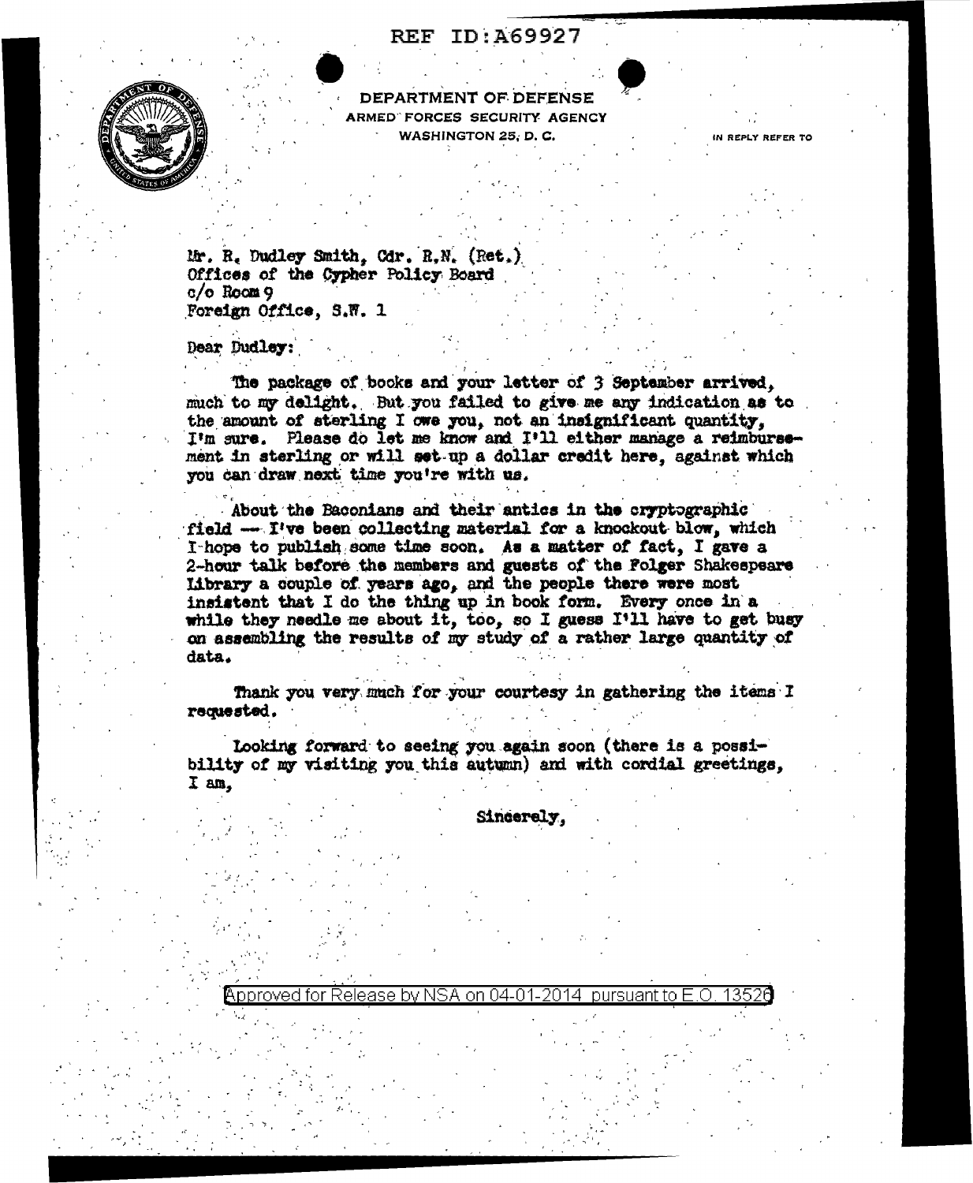REF ID:A69927

DEPARTMENT OF DEFENSE
ARMED FORCES SECURITY AGENCY
WASHINGTON 25, D. C.

IN REPLY REFER TO

Mr. R. Dudley Smith, Cdr. R.N. (Ret.)
Offices of the Cypher Policy Board
c/o Room 9
Foreign Office, S.W. 1

Dear Dudley:

The package of books and your letter of 3 September arrived, much to my delight. But you failed to give me any indication as to the amount of sterling I owe you, not an insignificant quantity, I'm sure. Please do let me know and I'll either manage a reimbursement in sterling or will set up a dollar credit here, against which you can draw next time you're with us.

About the Baconians and their antics in the cryptographic field — I've been collecting material for a knockout blow, which I hope to publish some time soon. As a matter of fact, I gave a 2-hour talk before the members and guests of the Folger Shakespeare Library a couple of years ago, and the people there were most insistent that I do the thing up in book form. Every once in a while they needle me about it, too, so I guess I'll have to get busy on assembling the results of my study of a rather large quantity of data.

Thank you very much for your courtesy in gathering the items I requested.

Looking forward to seeing you again soon (there is a possibility of my visiting you this autumn) and with cordial greetings, I am,

Sincerely,

Approved for Release by NSA on 04-01-2014 pursuant to E.O. 13526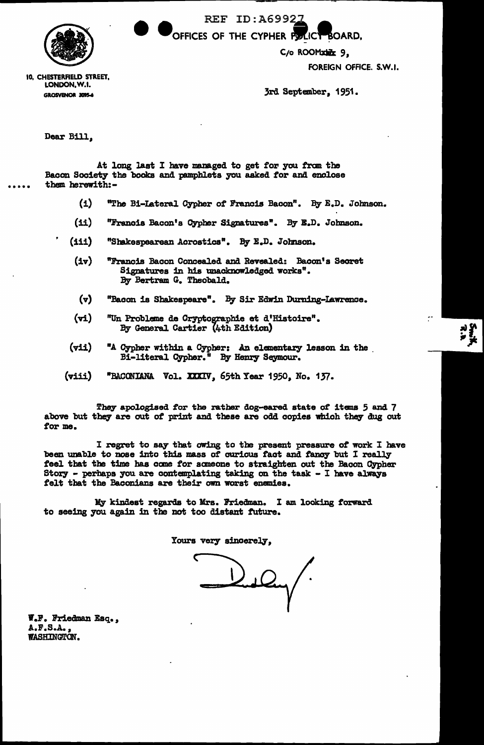REF ID:A69927

OFFICES OF THE CYPHER POLICY BOARD,

C/o ROOMxxx 9,

FOREIGN OFFICE. S.W.I.

10, CHESTERFIELD STREET,
LONDON, W.I.
GROSVENOR 3095-6

3rd September, 1951.

Dear Bill,

At long last I have managed to get for you from the Bacon Society the books and pamphlets you asked for and enclose them herewith:-

(i) "The Bi-Lateral Cypher of Francis Bacon". By E.D. Johnson.

(ii) "Francis Bacon's Cypher Signatures". By E.D. Johnson.

(iii) "Shakespearean Acrostics". By E.D. Johnson.

(iv) "Francis Bacon Concealed and Revealed: Bacon's Secret Signatures in his unacknowledged works". By Bertram G. Theobald.

(v) "Bacon is Shakespeare". By Sir Edwin Durning-Lawrence.

(vi) "Un Probleme de Cryptographie et d'Histoire". By General Cartier (4th Edition)

(vii) "A Cypher within a Cypher: An elementary lesson in the Bi-literal Cypher." By Henry Seymour.

(viii) "BACONIANA Vol. XXXIV, 65th Year 1950, No. 137.

They apologised for the rather dog-eared state of items 5 and 7 above but they are out of print and these are odd copies which they dug out for me.

I regret to say that owing to the present pressure of work I have been unable to nose into this mass of curious fact and fancy but I really feel that the time has come for someone to straighten out the Bacon Cypher Story - perhaps you are contemplating taking on the task - I have always felt that the Baconians are their own worst enemies.

My kindest regards to Mrs. Friedman. I am looking forward to seeing you again in the not too distant future.

Yours very sincerely,

Dudley

W.F. Friedman Esq.,
A.F.S.A.,
WASHINGTON.